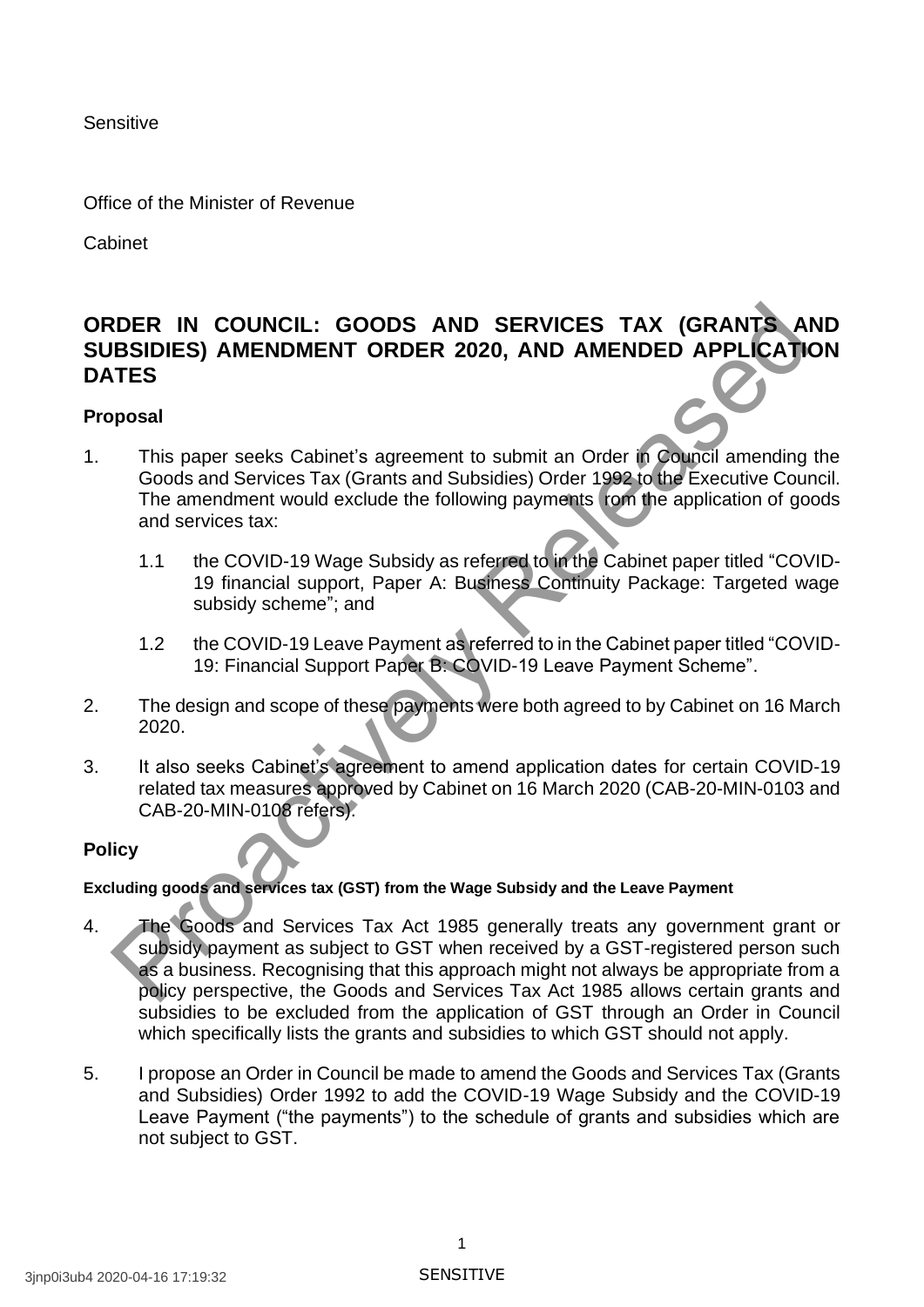Sensitive

Office of the Minister of Revenue

Cabinet

# ORDER IN COUNCIL: GOODS AND SERVICES TAX (GRANTS AND SUBSIDIES) AMENDMENT ORDER 2020, AND AMENDED APPLICATION DATES

## Proposal

1. This paper seeks Cabinet's agreement to submit an Order in Council amending the Goods and Services Tax (Grants and Subsidies) Order 1992 to the Executive Council. The amendment would exclude the following payments from the application of goods and services tax:

   1.1 the COVID-19 Wage Subsidy as referred to in the Cabinet paper titled "COVID-19 financial support, Paper A: Business Continuity Package: Targeted wage subsidy scheme"; and

   1.2 the COVID-19 Leave Payment as referred to in the Cabinet paper titled "COVID-19: Financial Support Paper B: COVID-19 Leave Payment Scheme".

2. The design and scope of these payments were both agreed to by Cabinet on 16 March 2020.

3. It also seeks Cabinet's agreement to amend application dates for certain COVID-19 related tax measures approved by Cabinet on 16 March 2020 (CAB-20-MIN-0103 and CAB-20-MIN-0108 refers).

## Policy

#### Excluding goods and services tax (GST) from the Wage Subsidy and the Leave Payment

4. The Goods and Services Tax Act 1985 generally treats any government grant or subsidy payment as subject to GST when received by a GST-registered person such as a business. Recognising that this approach might not always be appropriate from a policy perspective, the Goods and Services Tax Act 1985 allows certain grants and subsidies to be excluded from the application of GST through an Order in Council which specifically lists the grants and subsidies to which GST should not apply.

5. I propose an Order in Council be made to amend the Goods and Services Tax (Grants and Subsidies) Order 1992 to add the COVID-19 Wage Subsidy and the COVID-19 Leave Payment ("the payments") to the schedule of grants and subsidies which are not subject to GST.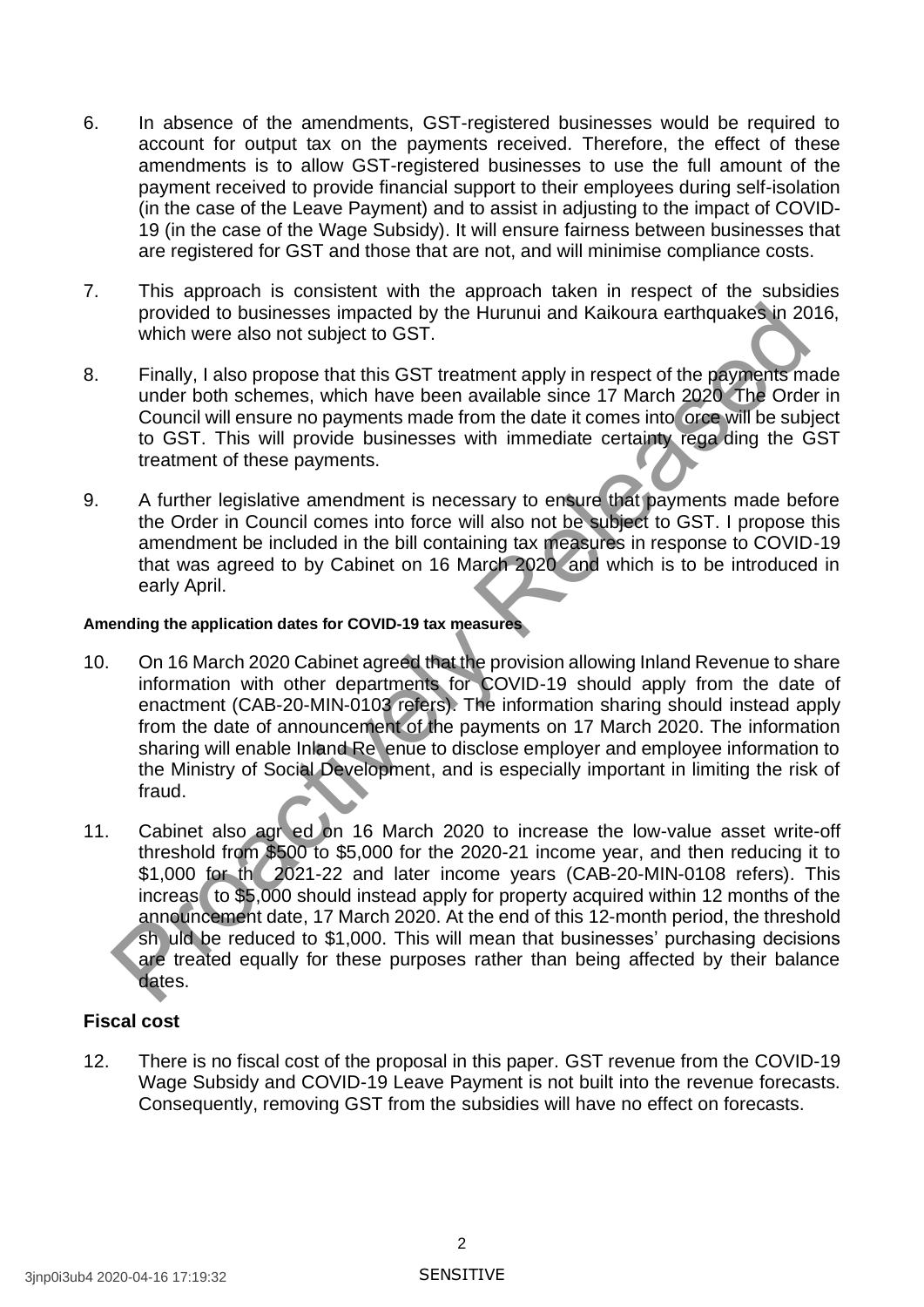6. In absence of the amendments, GST-registered businesses would be required to account for output tax on the payments received. Therefore, the effect of these amendments is to allow GST-registered businesses to use the full amount of the payment received to provide financial support to their employees during self-isolation (in the case of the Leave Payment) and to assist in adjusting to the impact of COVID-19 (in the case of the Wage Subsidy). It will ensure fairness between businesses that are registered for GST and those that are not, and will minimise compliance costs.

7. This approach is consistent with the approach taken in respect of the subsidies provided to businesses impacted by the Hurunui and Kaikoura earthquakes in 2016, which were also not subject to GST.

8. Finally, I also propose that this GST treatment apply in respect of the payments made under both schemes, which have been available since 17 March 2020. The Order in Council will ensure no payments made from the date it comes into force will be subject to GST. This will provide businesses with immediate certainty regarding the GST treatment of these payments.

9. A further legislative amendment is necessary to ensure that payments made before the Order in Council comes into force will also not be subject to GST. I propose this amendment be included in the bill containing tax measures in response to COVID-19 that was agreed to by Cabinet on 16 March 2020 and which is to be introduced in early April.

**Amending the application dates for COVID-19 tax measures**

10. On 16 March 2020 Cabinet agreed that the provision allowing Inland Revenue to share information with other departments for COVID-19 should apply from the date of enactment (CAB-20-MIN-0103 refers). The information sharing should instead apply from the date of announcement of the payments on 17 March 2020. The information sharing will enable Inland Revenue to disclose employer and employee information to the Ministry of Social Development, and is especially important in limiting the risk of fraud.

11. Cabinet also agreed on 16 March 2020 to increase the low-value asset write-off threshold from $500 to $5,000 for the 2020-21 income year, and then reducing it to $1,000 for the 2021-22 and later income years (CAB-20-MIN-0108 refers). This increase to $5,000 should instead apply for property acquired within 12 months of the announcement date, 17 March 2020. At the end of this 12-month period, the threshold should be reduced to $1,000. This will mean that businesses' purchasing decisions are treated equally for these purposes rather than being affected by their balance dates.

## Fiscal cost

12. There is no fiscal cost of the proposal in this paper. GST revenue from the COVID-19 Wage Subsidy and COVID-19 Leave Payment is not built into the revenue forecasts. Consequently, removing GST from the subsidies will have no effect on forecasts.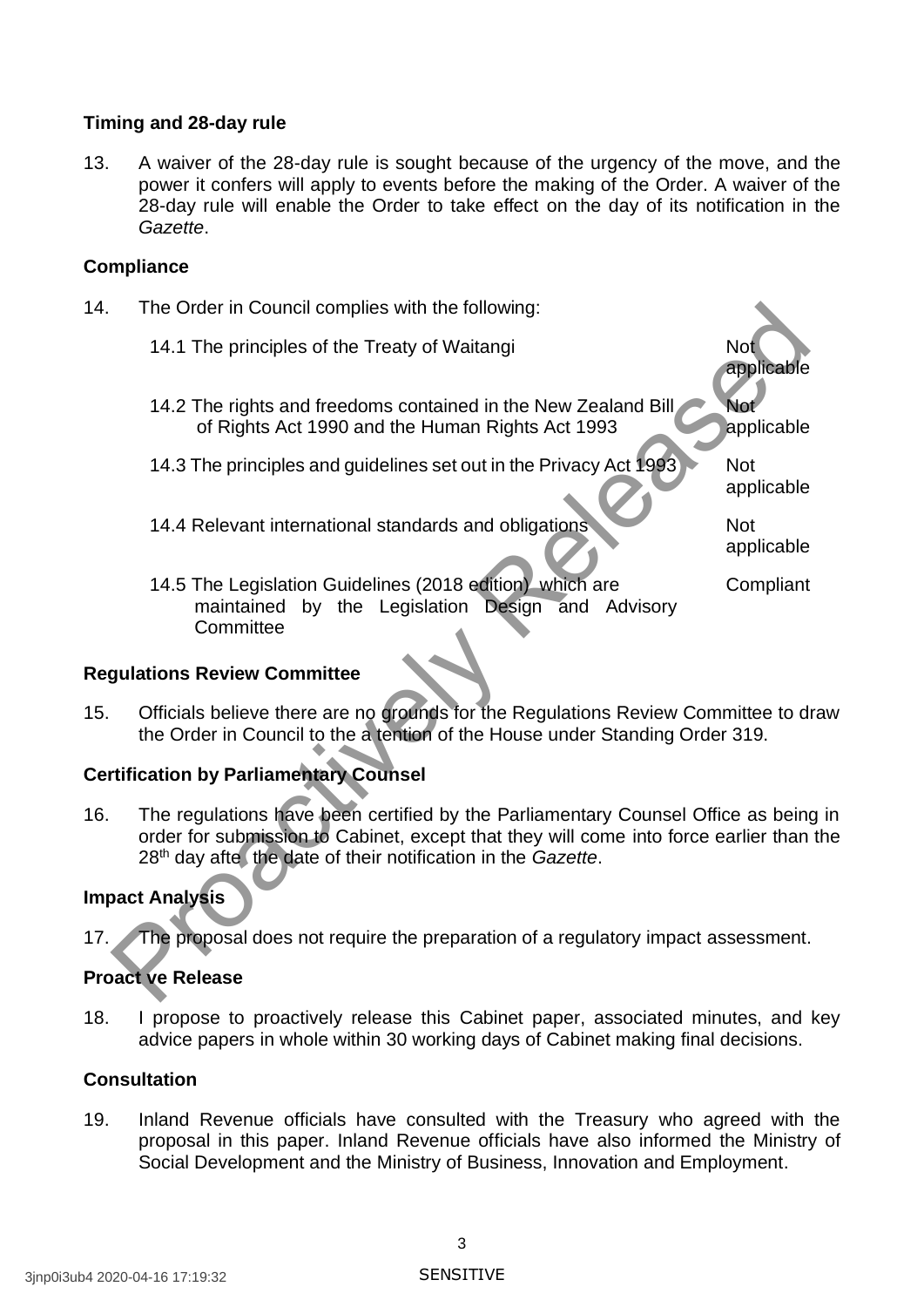**Timing and 28-day rule**

13. A waiver of the 28-day rule is sought because of the urgency of the move, and the power it confers will apply to events before the making of the Order. A waiver of the 28-day rule will enable the Order to take effect on the day of its notification in the *Gazette*.

**Compliance**

14. The Order in Council complies with the following:

| | |
|---|---|
| 14.1 The principles of the Treaty of Waitangi | Not applicable |
| 14.2 The rights and freedoms contained in the New Zealand Bill of Rights Act 1990 and the Human Rights Act 1993 | Not applicable |
| 14.3 The principles and guidelines set out in the Privacy Act 1993 | Not applicable |
| 14.4 Relevant international standards and obligations | Not applicable |
| 14.5 The Legislation Guidelines (2018 edition), which are maintained by the Legislation Design and Advisory Committee | Compliant |

**Regulations Review Committee**

15. Officials believe there are no grounds for the Regulations Review Committee to draw the Order in Council to the attention of the House under Standing Order 319.

**Certification by Parliamentary Counsel**

16. The regulations have been certified by the Parliamentary Counsel Office as being in order for submission to Cabinet, except that they will come into force earlier than the 28th day after the date of their notification in the *Gazette*.

**Impact Analysis**

17. The proposal does not require the preparation of a regulatory impact assessment.

**Proactive Release**

18. I propose to proactively release this Cabinet paper, associated minutes, and key advice papers in whole within 30 working days of Cabinet making final decisions.

**Consultation**

19. Inland Revenue officials have consulted with the Treasury who agreed with the proposal in this paper. Inland Revenue officials have also informed the Ministry of Social Development and the Ministry of Business, Innovation and Employment.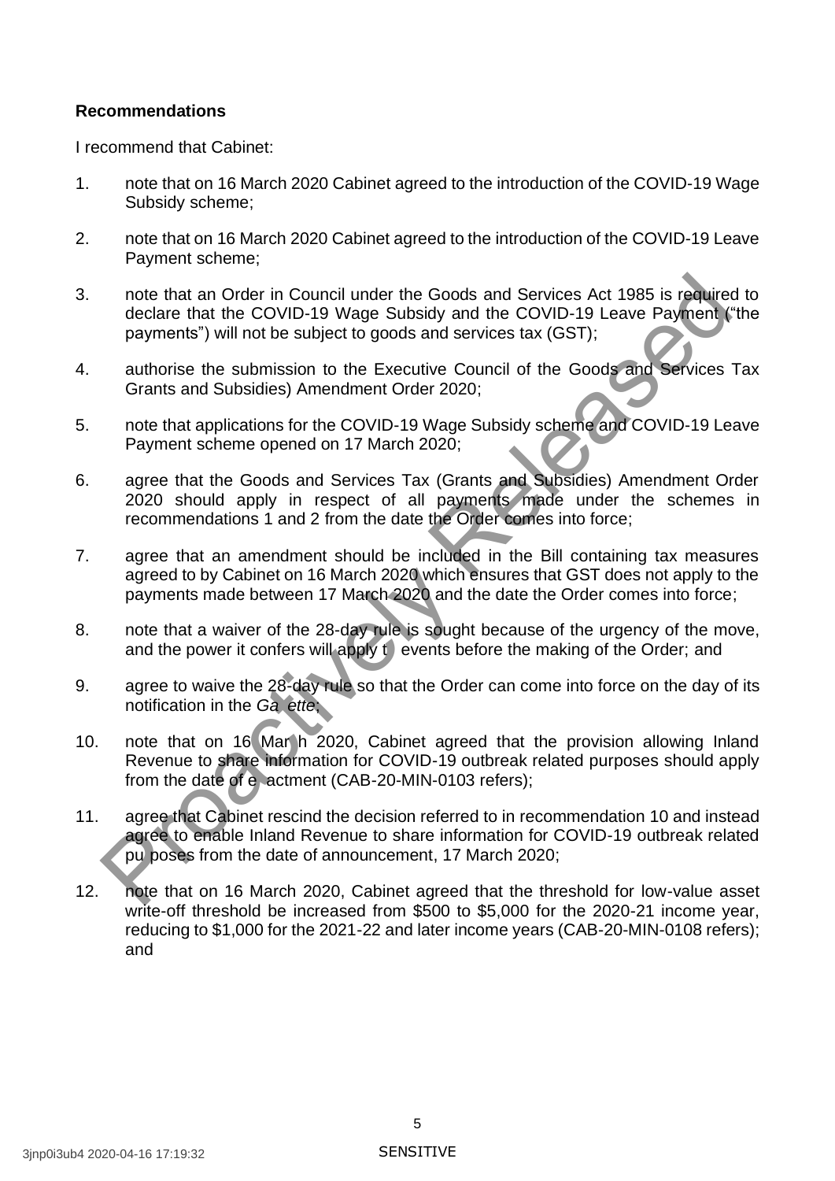**Recommendations**

I recommend that Cabinet:

1. note that on 16 March 2020 Cabinet agreed to the introduction of the COVID-19 Wage Subsidy scheme;

2. note that on 16 March 2020 Cabinet agreed to the introduction of the COVID-19 Leave Payment scheme;

3. note that an Order in Council under the Goods and Services Act 1985 is required to declare that the COVID-19 Wage Subsidy and the COVID-19 Leave Payment ("the payments") will not be subject to goods and services tax (GST);

4. authorise the submission to the Executive Council of the Goods and Services Tax Grants and Subsidies) Amendment Order 2020;

5. note that applications for the COVID-19 Wage Subsidy scheme and COVID-19 Leave Payment scheme opened on 17 March 2020;

6. agree that the Goods and Services Tax (Grants and Subsidies) Amendment Order 2020 should apply in respect of all payments made under the schemes in recommendations 1 and 2 from the date the Order comes into force;

7. agree that an amendment should be included in the Bill containing tax measures agreed to by Cabinet on 16 March 2020 which ensures that GST does not apply to the payments made between 17 March 2020 and the date the Order comes into force;

8. note that a waiver of the 28-day rule is sought because of the urgency of the move, and the power it confers will apply t events before the making of the Order; and

9. agree to waive the 28-day rule so that the Order can come into force on the day of its notification in the *Ga ette*;

10. note that on 16 Mar h 2020, Cabinet agreed that the provision allowing Inland Revenue to share information for COVID-19 outbreak related purposes should apply from the date of e actment (CAB-20-MIN-0103 refers);

11. agree that Cabinet rescind the decision referred to in recommendation 10 and instead agree to enable Inland Revenue to share information for COVID-19 outbreak related pu poses from the date of announcement, 17 March 2020;

12. note that on 16 March 2020, Cabinet agreed that the threshold for low-value asset write-off threshold be increased from $500 to $5,000 for the 2020-21 income year, reducing to $1,000 for the 2021-22 and later income years (CAB-20-MIN-0108 refers); and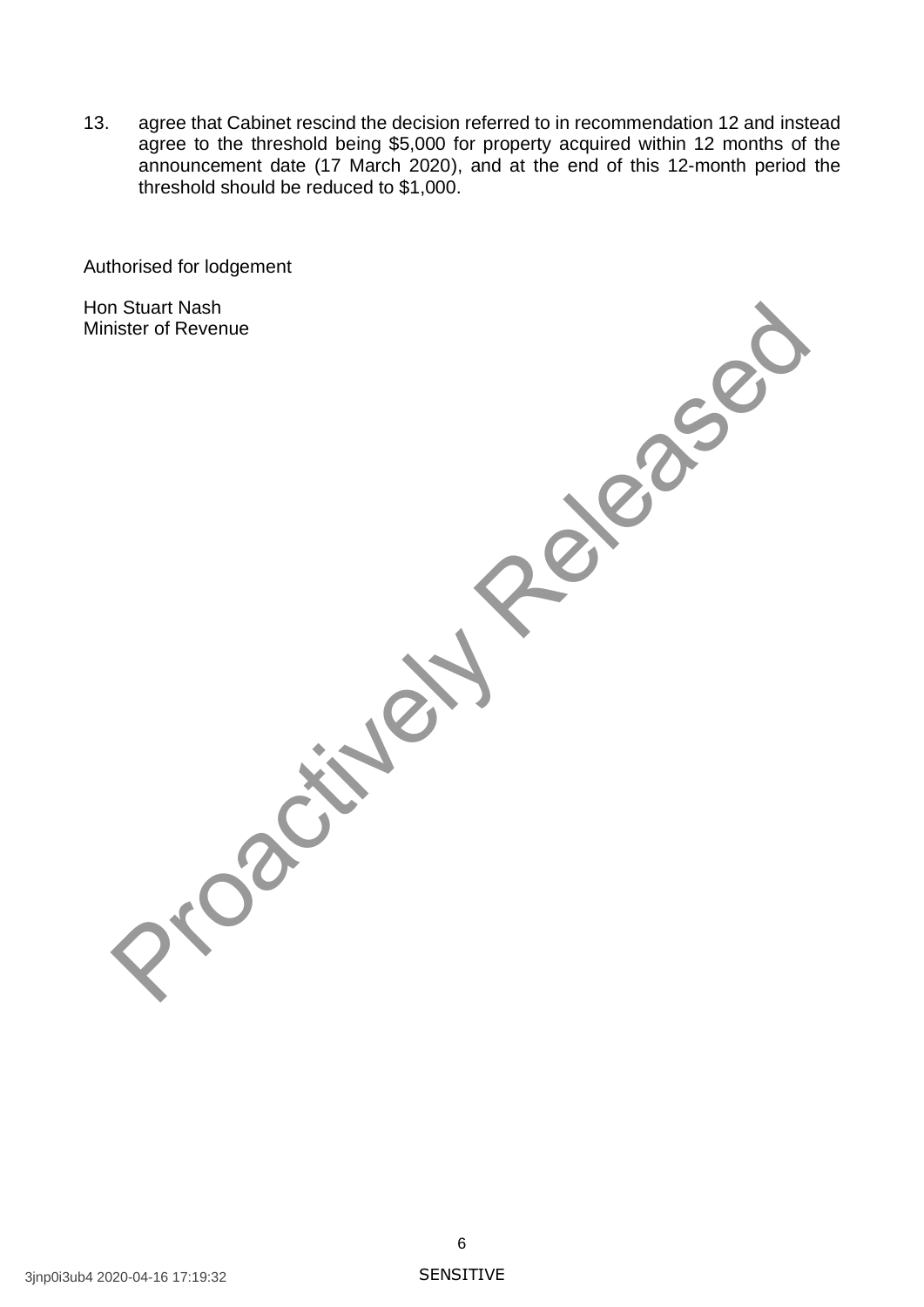13. agree that Cabinet rescind the decision referred to in recommendation 12 and instead agree to the threshold being $5,000 for property acquired within 12 months of the announcement date (17 March 2020), and at the end of this 12-month period the threshold should be reduced to $1,000.

Authorised for lodgement

Hon Stuart Nash
Minister of Revenue